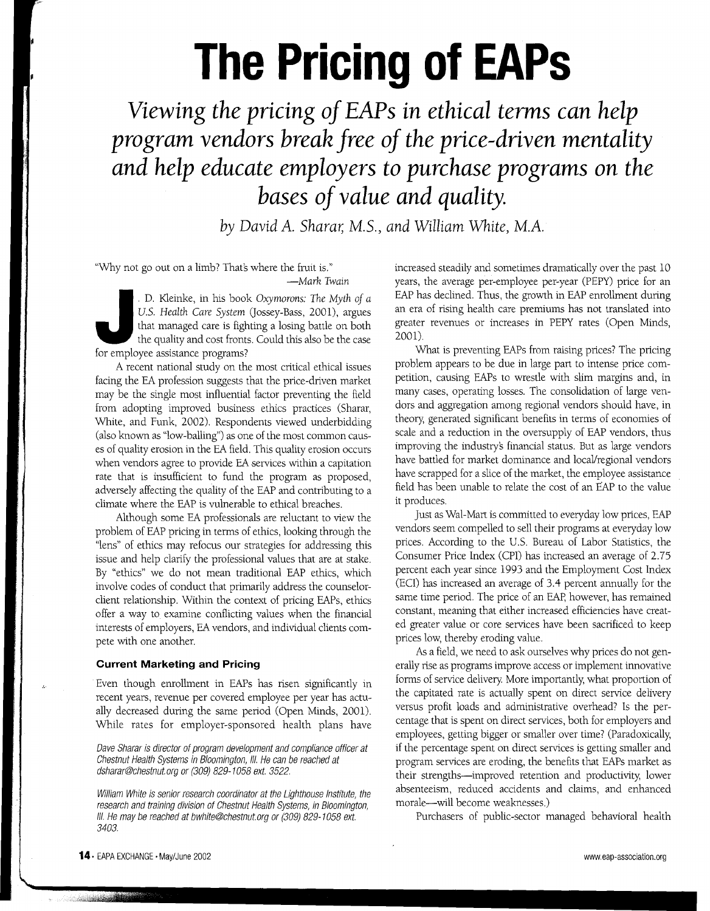# The Pricing of EAPs

*Viewing the pricing of EAPs in ethical terms can help program vendors break free of the price-driven mentality and help educate employers to purchase programs on the bases of value and quality.*

*by David A. Sharar, M.S., and William White, M.A.*

"Why not go out on a limb? That's where the fruit is."

—*Mark Twain*

J. D. Kleinke, in his book *Oxymorons: The Myth of a U.S. Health Care System* (Jossey-Bass, 2001), argues that managed care is fighting a losing battle on both the quality and cost fronts. Could this also be the case for employee assistance programs?

A recent national study on the most critical ethical issues facing the EA profession suggests that the price-driven market may be the single most influential factor preventing the field from adopting improved business ethics practices (Sharar, White, and Funk, 2002). Respondents viewed underbidding (also known as "low-balling") as one of the most common causes of quality erosion in the EA field. This quality erosion occurs when vendors agree to provide EA services within a capitation rate that is insufficient to fund the program as proposed, adversely affecting the quality of the EAP and contributing to a climate where the EAP is vulnerable to ethical breaches.

Although some EA professionals are reluctant to view the problem of EAP pricing in terms of ethics, looking through the "lens" of ethics may refocus our strategies for addressing this issue and help clarify the professional values that are at stake. By "ethics" we do not mean traditional EAP ethics, which involve codes of conduct that primarily address the counselor-client relationship. Within the context of pricing EAPs, ethics offer a way to examine conflicting values when the financial interests of employers, EA vendors, and individual clients compete with one another.

### Current Marketing and Pricing

Even though enrollment in EAPs has risen significantly in recent years, revenue per covered employee per year has actually decreased during the same period (Open Minds, 2001). While rates for employer-sponsored health plans have increased steadily and sometimes dramatically over the past 10 years, the average per-employee per-year (PEPY) price for an EAP has declined. Thus, the growth in EAP enrollment during an era of rising health care premiums has not translated into greater revenues or increases in PEPY rates (Open Minds, 2001).

What is preventing EAPs from raising prices? The pricing problem appears to be due in large part to intense price competition, causing EAPs to wrestle with slim margins and, in many cases, operating losses. The consolidation of large vendors and aggregation among regional vendors should have, in theory, generated significant benefits in terms of economies of scale and a reduction in the oversupply of EAP vendors, thus improving the industry's financial status. But as large vendors have battled for market dominance and local/regional vendors have scrapped for a slice of the market, the employee assistance field has been unable to relate the cost of an EAP to the value it produces.

Just as Wal-Mart is committed to everyday low prices, EAP vendors seem compelled to sell their programs at everyday low prices. According to the U.S. Bureau of Labor Statistics, the Consumer Price Index (CPI) has increased an average of 2.75 percent each year since 1993 and the Employment Cost Index (ECI) has increased an average of 3.4 percent annually for the same time period. The price of an EAP, however, has remained constant, meaning that either increased efficiencies have created greater value or core services have been sacrificed to keep prices low, thereby eroding value.

As a field, we need to ask ourselves why prices do not generally rise as programs improve access or implement innovative forms of service delivery. More importantly, what proportion of the capitated rate is actually spent on direct service delivery versus profit loads and administrative overhead? Is the percentage that is spent on direct services, both for employers and employees, getting bigger or smaller over time? (Paradoxically, if the percentage spent on direct services is getting smaller and program services are eroding, the benefits that EAPs market as their strengths—improved retention and productivity, lower absenteeism, reduced accidents and claims, and enhanced morale—will become weaknesses.)

Purchasers of public-sector managed behavioral health

*Dave Sharar is director of program development and compliance officer at Chestnut Health Systems in Bloomington, Ill. He can be reached at dsharar@chestnut.org or (309) 829-1058 ext. 3522.*

*William White is senior research coordinator at the Lighthouse Institute, the research and training division of Chestnut Health Systems, in Bloomington, Ill. He may be reached at bwhite@chestnut.org or (309) 829-1058 ext. 3403.*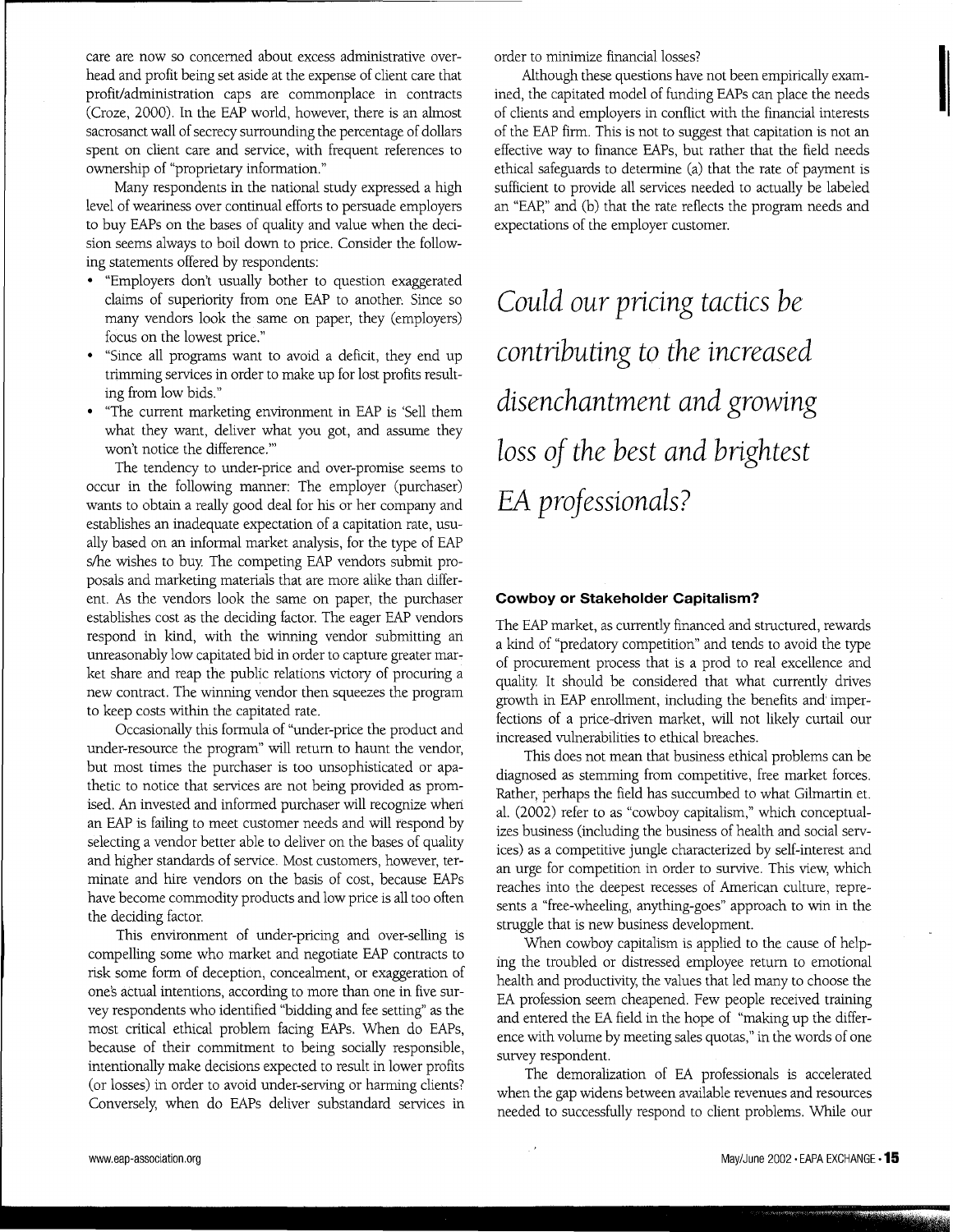care are now so concerned about excess administrative overhead and profit being set aside at the expense of client care that profit/administration caps are commonplace in contracts (Croze, 2000). In the EAP world, however, there is an almost sacrosanct wall of secrecy surrounding the percentage of dollars spent on client care and service, with frequent references to ownership of "proprietary information."

Many respondents in the national study expressed a high level of weariness over continual efforts to persuade employers to buy EAPs on the bases of quality and value when the decision seems always to boil down to price. Consider the following statements offered by respondents:

- "Employers don't usually bother to question exaggerated claims of superiority from one EAP to another. Since so many vendors look the same on paper, they (employers) focus on the lowest price."
- "Since all programs want to avoid a deficit, they end up trimming services in order to make up for lost profits resulting from low bids."
- "The current marketing environment in EAP is 'Sell them what they want, deliver what you got, and assume they won't notice the difference.'"

The tendency to under-price and over-promise seems to occur in the following manner: The employer (purchaser) wants to obtain a really good deal for his or her company and establishes an inadequate expectation of a capitation rate, usually based on an informal market analysis, for the type of EAP s/he wishes to buy. The competing EAP vendors submit proposals and marketing materials that are more alike than different. As the vendors look the same on paper, the purchaser establishes cost as the deciding factor. The eager EAP vendors respond in kind, with the winning vendor submitting an unreasonably low capitated bid in order to capture greater market share and reap the public relations victory of procuring a new contract. The winning vendor then squeezes the program to keep costs within the capitated rate.

Occasionally this formula of "under-price the product and under-resource the program" will return to haunt the vendor, but most times the purchaser is too unsophisticated or apathetic to notice that services are not being provided as promised. An invested and informed purchaser will recognize when an EAP is failing to meet customer needs and will respond by selecting a vendor better able to deliver on the bases of quality and higher standards of service. Most customers, however, terminate and hire vendors on the basis of cost, because EAPs have become commodity products and low price is all too often the deciding factor.

This environment of under-pricing and over-selling is compelling some who market and negotiate EAP contracts to risk some form of deception, concealment, or exaggeration of one's actual intentions, according to more than one in five survey respondents who identified "bidding and fee setting" as the most critical ethical problem facing EAPs. When do EAPs, because of their commitment to being socially responsible, intentionally make decisions expected to result in lower profits (or losses) in order to avoid under-serving or harming clients? Conversely, when do EAPs deliver substandard services in order to minimize financial losses?

Although these questions have not been empirically examined, the capitated model of funding EAPs can place the needs of clients and employers in conflict with the financial interests of the EAP firm. This is not to suggest that capitation is not an effective way to finance EAPs, but rather that the field needs ethical safeguards to determine (a) that the rate of payment is sufficient to provide all services needed to actually be labeled an "EAP," and (b) that the rate reflects the program needs and expectations of the employer customer.

*Could our pricing tactics be contributing to the increased disenchantment and growing loss of the best and brightest EA professionals?*

### Cowboy or Stakeholder Capitalism?

The EAP market, as currently financed and structured, rewards a kind of "predatory competition" and tends to avoid the type of procurement process that is a prod to real excellence and quality. It should be considered that what currently drives growth in EAP enrollment, including the benefits and imperfections of a price-driven market, will not likely curtail our increased vulnerabilities to ethical breaches.

This does not mean that business ethical problems can be diagnosed as stemming from competitive, free market forces. Rather, perhaps the field has succumbed to what Gilmartin et. al. (2002) refer to as "cowboy capitalism," which conceptualizes business (including the business of health and social services) as a competitive jungle characterized by self-interest and an urge for competition in order to survive. This view, which reaches into the deepest recesses of American culture, represents a "free-wheeling, anything-goes" approach to win in the struggle that is new business development.

When cowboy capitalism is applied to the cause of helping the troubled or distressed employee return to emotional health and productivity, the values that led many to choose the EA profession seem cheapened. Few people received training and entered the EA field in the hope of "making up the difference with volume by meeting sales quotas," in the words of one survey respondent.

The demoralization of EA professionals is accelerated when the gap widens between available revenues and resources needed to successfully respond to client problems. While our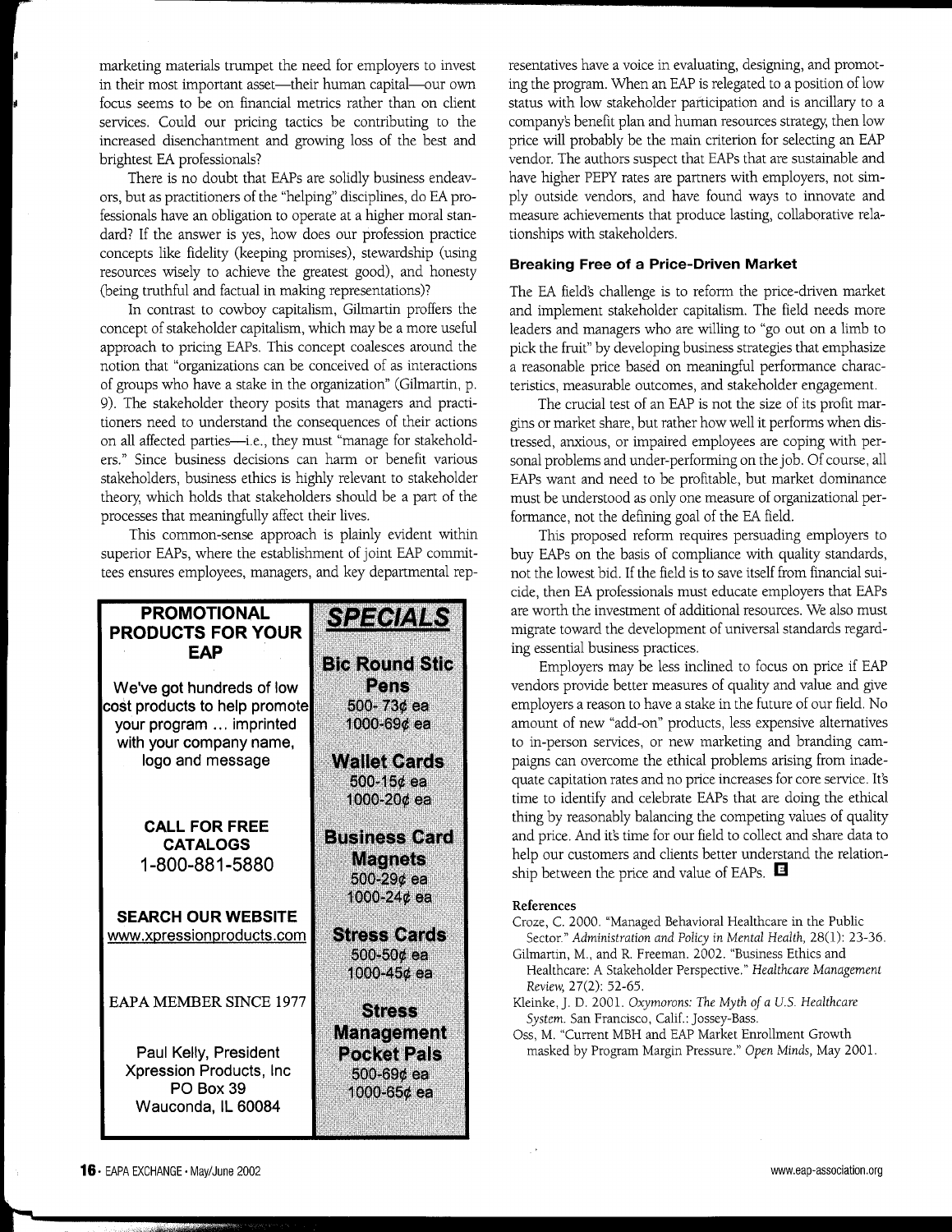marketing materials trumpet the need for employers to invest in their most important asset—their human capital—our own focus seems to be on financial metrics rather than on client services. Could our pricing tactics be contributing to the increased disenchantment and growing loss of the best and brightest EA professionals?

There is no doubt that EAPs are solidly business endeavors, but as practitioners of the "helping" disciplines, do EA professionals have an obligation to operate at a higher moral standard? If the answer is yes, how does our profession practice concepts like fidelity (keeping promises), stewardship (using resources wisely to achieve the greatest good), and honesty (being truthful and factual in making representations)?

In contrast to cowboy capitalism, Gilmartin proffers the concept of stakeholder capitalism, which may be a more useful approach to pricing EAPs. This concept coalesces around the notion that "organizations can be conceived of as interactions of groups who have a stake in the organization" (Gilmartin, p. 9). The stakeholder theory posits that managers and practitioners need to understand the consequences of their actions on all affected parties—i.e., they must "manage for stakeholders." Since business decisions can harm or benefit various stakeholders, business ethics is highly relevant to stakeholder theory, which holds that stakeholders should be a part of the processes that meaningfully affect their lives.

This common-sense approach is plainly evident within superior EAPs, where the establishment of joint EAP committees ensures employees, managers, and key departmental representatives have a voice in evaluating, designing, and promoting the program. When an EAP is relegated to a position of low status with low stakeholder participation and is ancillary to a company's benefit plan and human resources strategy, then low price will probably be the main criterion for selecting an EAP vendor. The authors suspect that EAPs that are sustainable and have higher PEPY rates are partners with employers, not simply outside vendors, and have found ways to innovate and measure achievements that produce lasting, collaborative relationships with stakeholders.

### Breaking Free of a Price-Driven Market

The EA field's challenge is to reform the price-driven market and implement stakeholder capitalism. The field needs more leaders and managers who are willing to "go out on a limb to pick the fruit" by developing business strategies that emphasize a reasonable price based on meaningful performance characteristics, measurable outcomes, and stakeholder engagement.

The crucial test of an EAP is not the size of its profit margins or market share, but rather how well it performs when distressed, anxious, or impaired employees are coping with personal problems and under-performing on the job. Of course, all EAPs want and need to be profitable, but market dominance must be understood as only one measure of organizational performance, not the defining goal of the EA field.

This proposed reform requires persuading employers to buy EAPs on the basis of compliance with quality standards, not the lowest bid. If the field is to save itself from financial suicide, then EA professionals must educate employers that EAPs are worth the investment of additional resources. We also must migrate toward the development of universal standards regarding essential business practices.

Employers may be less inclined to focus on price if EAP vendors provide better measures of quality and value and give employers a reason to have a stake in the future of our field. No amount of new "add-on" products, less expensive alternatives to in-person services, or new marketing and branding campaigns can overcome the ethical problems arising from inadequate capitation rates and no price increases for core service. It's time to identify and celebrate EAPs that are doing the ethical thing by reasonably balancing the competing values of quality and price. And it's time for our field to collect and share data to help our customers and clients better understand the relationship between the price and value of EAPs.

#### References

Croze, C. 2000. "Managed Behavioral Healthcare in the Public Sector." *Administration and Policy in Mental Health*, 28(1): 23-36.

Gilmartin, M., and R. Freeman. 2002. "Business Ethics and Healthcare: A Stakeholder Perspective." *Healthcare Management Review*, 27(2): 52-65.

Kleinke, J. D. 2001. *Oxymorons: The Myth of a U.S. Healthcare System*. San Francisco, Calif.: Jossey-Bass.

Oss, M. "Current MBH and EAP Market Enrollment Growth masked by Program Margin Pressure." *Open Minds*, May 2001.

---

**PROMOTIONAL PRODUCTS FOR YOUR EAP**

We've got hundreds of low cost products to help promote your program ... imprinted with your company name, logo and message

**CALL FOR FREE CATALOGS**
**1-800-881-5880**

**SEARCH OUR WEBSITE**
www.xpressionproducts.com

EAPA MEMBER SINCE 1977

Paul Kelly, President
Xpression Products, Inc
PO Box 39
Wauconda, IL 60084

***SPECIALS***

**Bic Round Stic Pens**
500-73¢ ea
1000-69¢ ea

**Wallet Cards**
500-15¢ ea
1000-20¢ ea

**Business Card Magnets**
500-29¢ ea
1000-24¢ ea

**Stress Cards**
500-50¢ ea
1000-45¢ ea

**Stress Management Pocket Pals**
500-69¢ ea
1000-65¢ ea